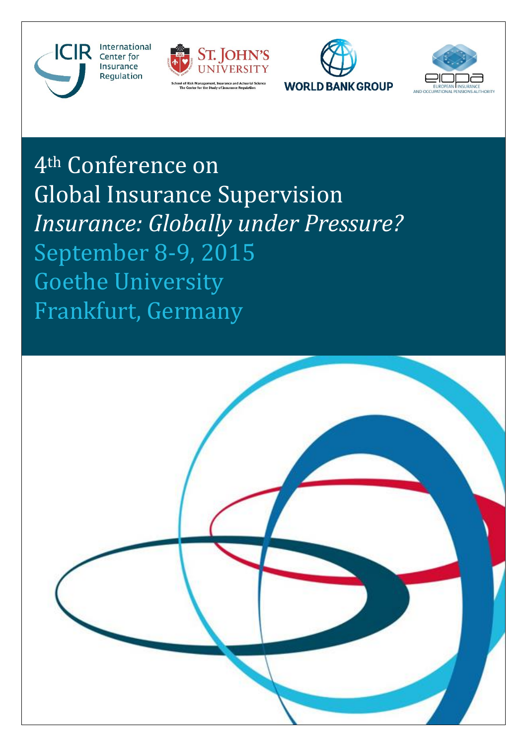International Center for Insurance Regulation

St. John's University — School of Risk Management, Insurance and Actuarial Science — The Center for the Study of Insurance Regulation

World Bank Group

EIOPA — European Insurance and Occupational Pensions Authority

# 4th Conference on Global Insurance Supervision

## *Insurance: Globally under Pressure?*

September 8-9, 2015

Goethe University

Frankfurt, Germany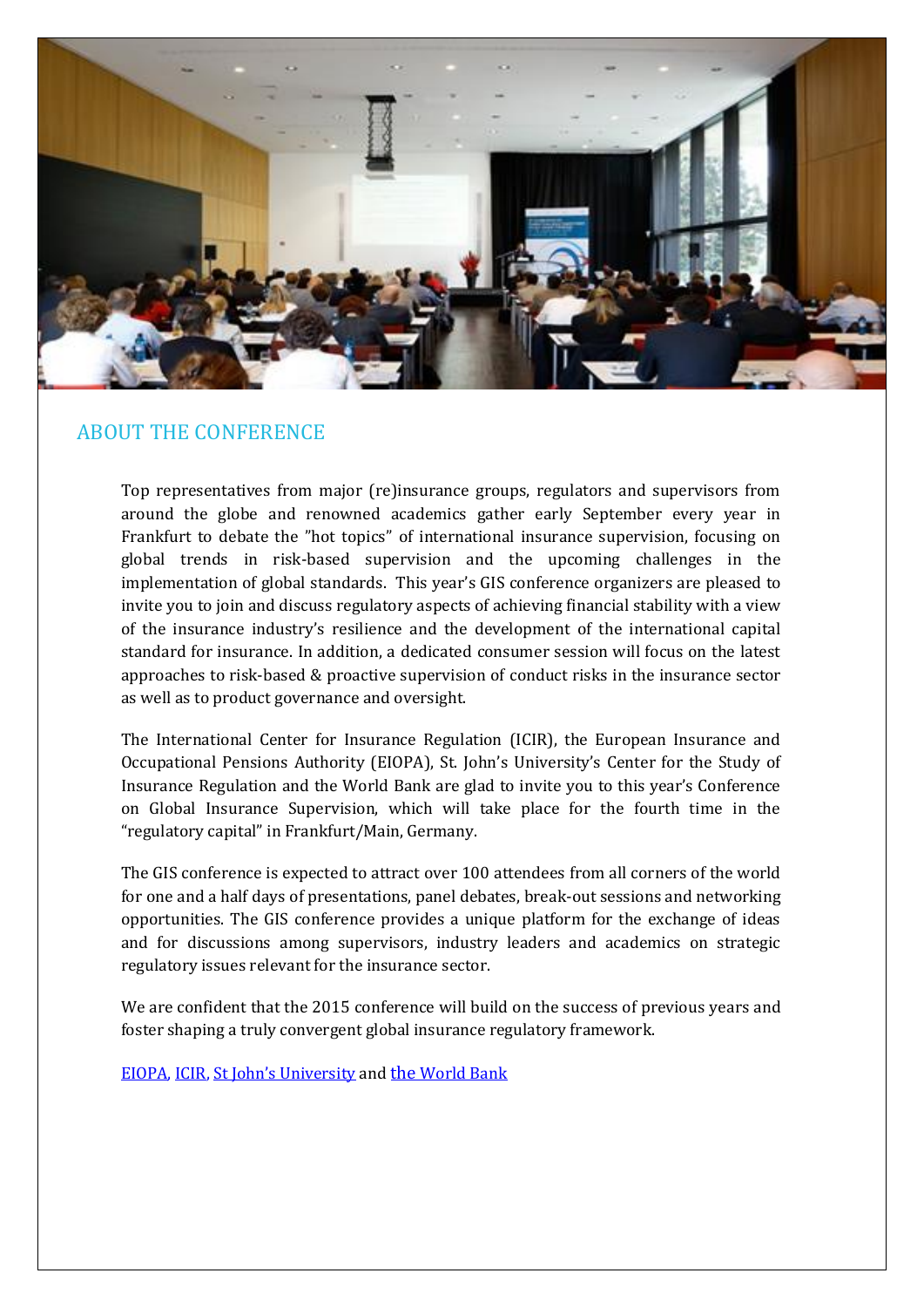## ABOUT THE CONFERENCE

Top representatives from major (re)insurance groups, regulators and supervisors from around the globe and renowned academics gather early September every year in Frankfurt to debate the "hot topics" of international insurance supervision, focusing on global trends in risk-based supervision and the upcoming challenges in the implementation of global standards. This year's GIS conference organizers are pleased to invite you to join and discuss regulatory aspects of achieving financial stability with a view of the insurance industry's resilience and the development of the international capital standard for insurance. In addition, a dedicated consumer session will focus on the latest approaches to risk-based & proactive supervision of conduct risks in the insurance sector as well as to product governance and oversight.

The International Center for Insurance Regulation (ICIR), the European Insurance and Occupational Pensions Authority (EIOPA), St. John's University's Center for the Study of Insurance Regulation and the World Bank are glad to invite you to this year's Conference on Global Insurance Supervision, which will take place for the fourth time in the "regulatory capital" in Frankfurt/Main, Germany.

The GIS conference is expected to attract over 100 attendees from all corners of the world for one and a half days of presentations, panel debates, break-out sessions and networking opportunities. The GIS conference provides a unique platform for the exchange of ideas and for discussions among supervisors, industry leaders and academics on strategic regulatory issues relevant for the insurance sector.

We are confident that the 2015 conference will build on the success of previous years and foster shaping a truly convergent global insurance regulatory framework.

EIOPA, ICIR, St John's University and the World Bank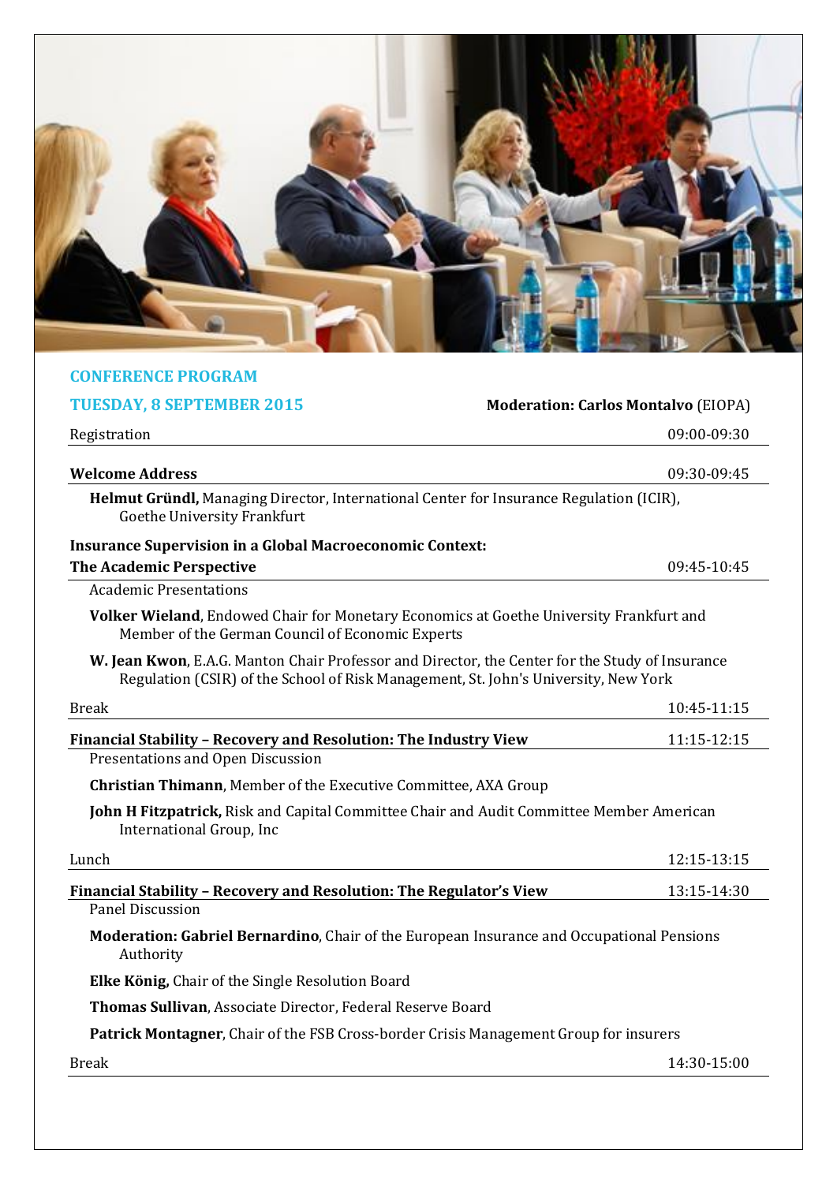## CONFERENCE PROGRAM

### TUESDAY, 8 SEPTEMBER 2015

**Moderation: Carlos Montalvo** (EIOPA)

Registration 09:00-09:30

**Welcome Address** 09:30-09:45

**Helmut Gründl,** Managing Director, International Center for Insurance Regulation (ICIR), Goethe University Frankfurt

**Insurance Supervision in a Global Macroeconomic Context: The Academic Perspective** 09:45-10:45

Academic Presentations

**Volker Wieland**, Endowed Chair for Monetary Economics at Goethe University Frankfurt and Member of the German Council of Economic Experts

**W. Jean Kwon**, E.A.G. Manton Chair Professor and Director, the Center for the Study of Insurance Regulation (CSIR) of the School of Risk Management, St. John's University, New York

Break 10:45-11:15

**Financial Stability – Recovery and Resolution: The Industry View** 11:15-12:15

Presentations and Open Discussion

**Christian Thimann**, Member of the Executive Committee, AXA Group

**John H Fitzpatrick,** Risk and Capital Committee Chair and Audit Committee Member American International Group, Inc

Lunch 12:15-13:15

**Financial Stability – Recovery and Resolution: The Regulator's View** 13:15-14:30

Panel Discussion

**Moderation: Gabriel Bernardino**, Chair of the European Insurance and Occupational Pensions Authority

**Elke König,** Chair of the Single Resolution Board

**Thomas Sullivan**, Associate Director, Federal Reserve Board

**Patrick Montagner**, Chair of the FSB Cross-border Crisis Management Group for insurers

Break 14:30-15:00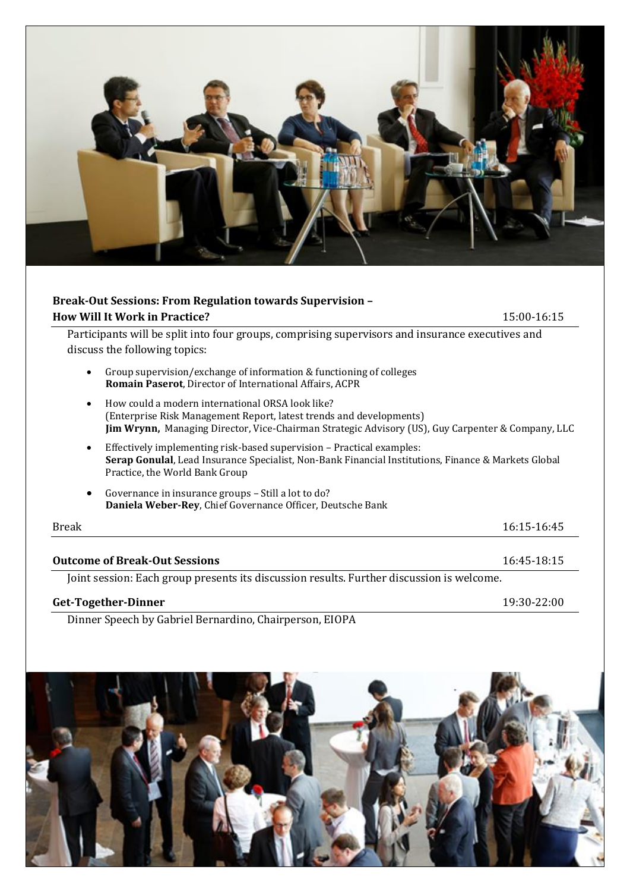**Break-Out Sessions: From Regulation towards Supervision – How Will It Work in Practice?** 15:00-16:15

Participants will be split into four groups, comprising supervisors and insurance executives and discuss the following topics:

- Group supervision/exchange of information & functioning of colleges
  **Romain Paserot**, Director of International Affairs, ACPR
- How could a modern international ORSA look like?
  (Enterprise Risk Management Report, latest trends and developments)
  **Jim Wrynn,** Managing Director, Vice-Chairman Strategic Advisory (US), Guy Carpenter & Company, LLC
- Effectively implementing risk-based supervision – Practical examples:
  **Serap Gonulal**, Lead Insurance Specialist, Non-Bank Financial Institutions, Finance & Markets Global Practice, the World Bank Group
- Governance in insurance groups – Still a lot to do?
  **Daniela Weber-Rey**, Chief Governance Officer, Deutsche Bank

Break 16:15-16:45

**Outcome of Break-Out Sessions** 16:45-18:15

Joint session: Each group presents its discussion results. Further discussion is welcome.

**Get-Together-Dinner** 19:30-22:00

Dinner Speech by Gabriel Bernardino, Chairperson, EIOPA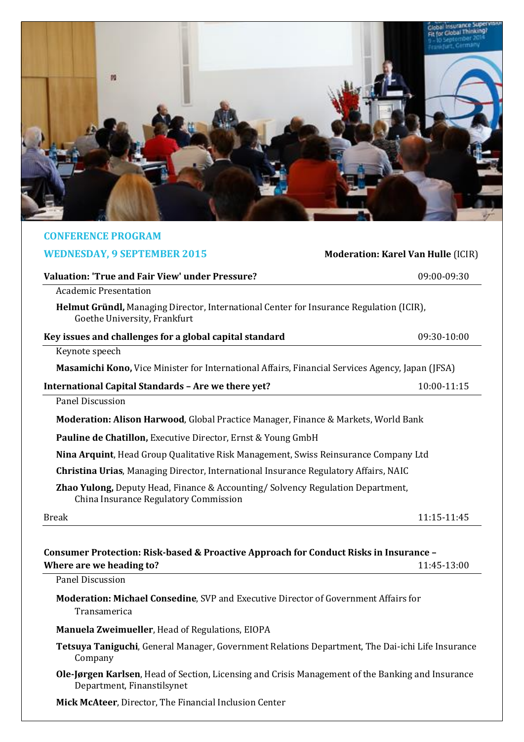## CONFERENCE PROGRAM

## WEDNESDAY, 9 SEPTEMBER 2015

**Moderation: Karel Van Hulle** (ICIR)

**Valuation: 'True and Fair View' under Pressure?** 09:00-09:30

Academic Presentation

**Helmut Gründl,** Managing Director, International Center for Insurance Regulation (ICIR), Goethe University, Frankfurt

**Key issues and challenges for a global capital standard** 09:30-10:00

Keynote speech

**Masamichi Kono,** Vice Minister for International Affairs, Financial Services Agency, Japan (JFSA)

**International Capital Standards – Are we there yet?** 10:00-11:15

Panel Discussion

**Moderation: Alison Harwood**, Global Practice Manager, Finance & Markets, World Bank

**Pauline de Chatillon,** Executive Director, Ernst & Young GmbH

**Nina Arquint**, Head Group Qualitative Risk Management, Swiss Reinsurance Company Ltd

**Christina Urias**, Managing Director, International Insurance Regulatory Affairs, NAIC

**Zhao Yulong,** Deputy Head, Finance & Accounting/ Solvency Regulation Department, China Insurance Regulatory Commission

Break 11:15-11:45

**Consumer Protection: Risk-based & Proactive Approach for Conduct Risks in Insurance – Where are we heading to?** 11:45-13:00

Panel Discussion

**Moderation: Michael Consedine**, SVP and Executive Director of Government Affairs for Transamerica

**Manuela Zweimueller**, Head of Regulations, EIOPA

**Tetsuya Taniguchi**, General Manager, Government Relations Department, The Dai-ichi Life Insurance Company

**Ole-Jørgen Karlsen**, Head of Section, Licensing and Crisis Management of the Banking and Insurance Department, Finanstilsynet

**Mick McAteer**, Director, The Financial Inclusion Center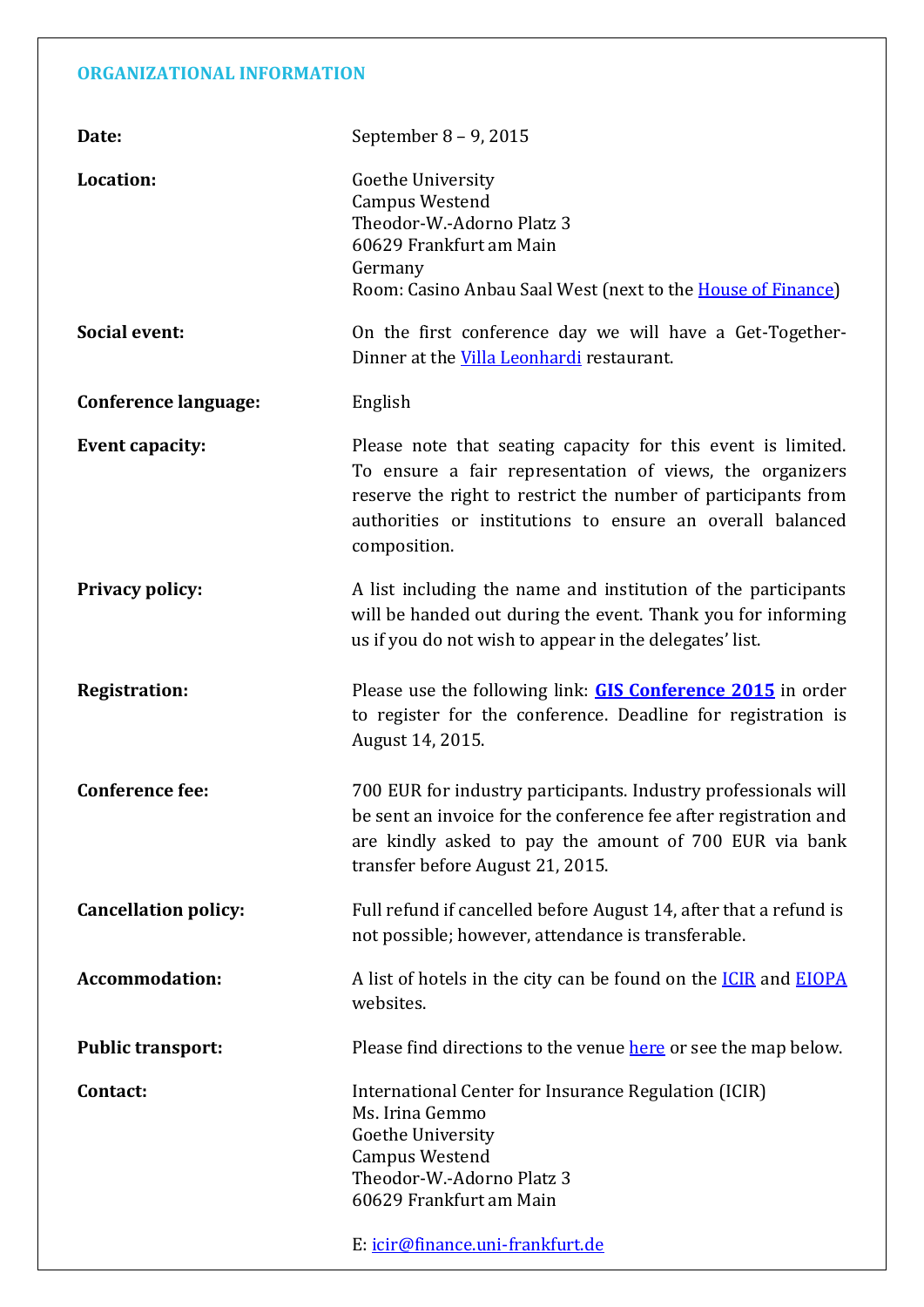## ORGANIZATIONAL INFORMATION

**Date:** September 8 – 9, 2015

**Location:**
Goethe University
Campus Westend
Theodor-W.-Adorno Platz 3
60629 Frankfurt am Main
Germany
Room: Casino Anbau Saal West (next to the House of Finance)

**Social event:** On the first conference day we will have a Get-Together-Dinner at the Villa Leonhardi restaurant.

**Conference language:** English

**Event capacity:** Please note that seating capacity for this event is limited. To ensure a fair representation of views, the organizers reserve the right to restrict the number of participants from authorities or institutions to ensure an overall balanced composition.

**Privacy policy:** A list including the name and institution of the participants will be handed out during the event. Thank you for informing us if you do not wish to appear in the delegates' list.

**Registration:** Please use the following link: **GIS Conference 2015** in order to register for the conference. Deadline for registration is August 14, 2015.

**Conference fee:** 700 EUR for industry participants. Industry professionals will be sent an invoice for the conference fee after registration and are kindly asked to pay the amount of 700 EUR via bank transfer before August 21, 2015.

**Cancellation policy:** Full refund if cancelled before August 14, after that a refund is not possible; however, attendance is transferable.

**Accommodation:** A list of hotels in the city can be found on the ICIR and EIOPA websites.

**Public transport:** Please find directions to the venue here or see the map below.

**Contact:**
International Center for Insurance Regulation (ICIR)
Ms. Irina Gemmo
Goethe University
Campus Westend
Theodor-W.-Adorno Platz 3
60629 Frankfurt am Main

E: icir@finance.uni-frankfurt.de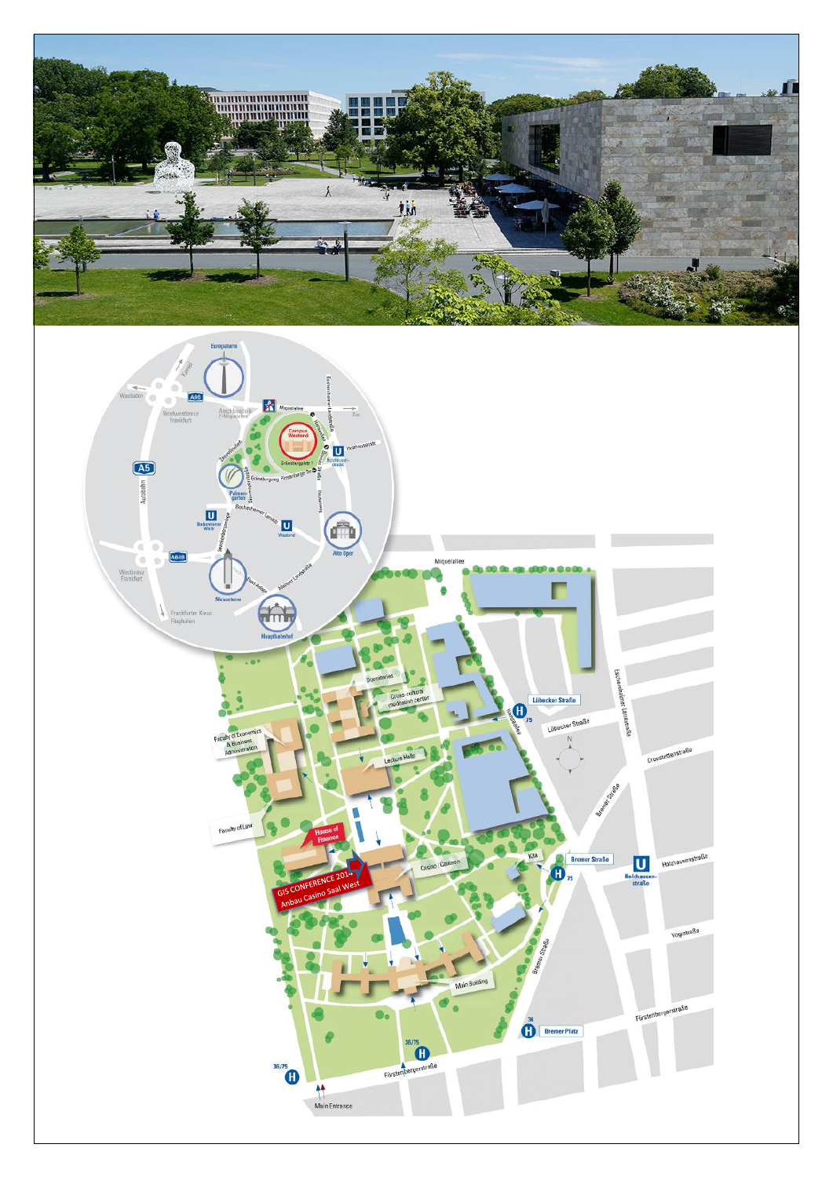Europaturm

Westosten

A66

Nordwestkreuz Frankfurt

Anschlussstelle F-Miquelallee

Miquelallee

Eschersheimer Landstraße

Zoo

Campus Westend

Grüneburgplatz 1

Holzhausenstraße

A5

Autobahn

Palmengarten

Bockenheimer Warte

Bockenheimer Landstraße

Westend

Alte Oper

A648

Westkreuz Frankfurt

Messeturm

Frankfurter Kreuz Flughafen

Hauptbahnhof

Miquelallee

Dormitories

Cross-cultural meditation center

Lübecker Straße

Hansaallee

75

Lübecker Straße

Eschersheimer Landstraße

Faculty of Economics & Business Administration

Lecture Halls

N

Bremer Straße

Cronstettenstraße

Faculty of Law

House of Finance

Casino / Cafeteria

Kita

Bremer Straße

75

Holzhausenstraße

Holzhausenstraße

GIS CONFERENCE 2014

Anbau Casino Saal West

Vogtstraße

Bremer Straße

Main Building

Fürstenbergerstraße

36

Bremer Platz

36/75

36/75

Fürstenbergerstraße

Main Entrance